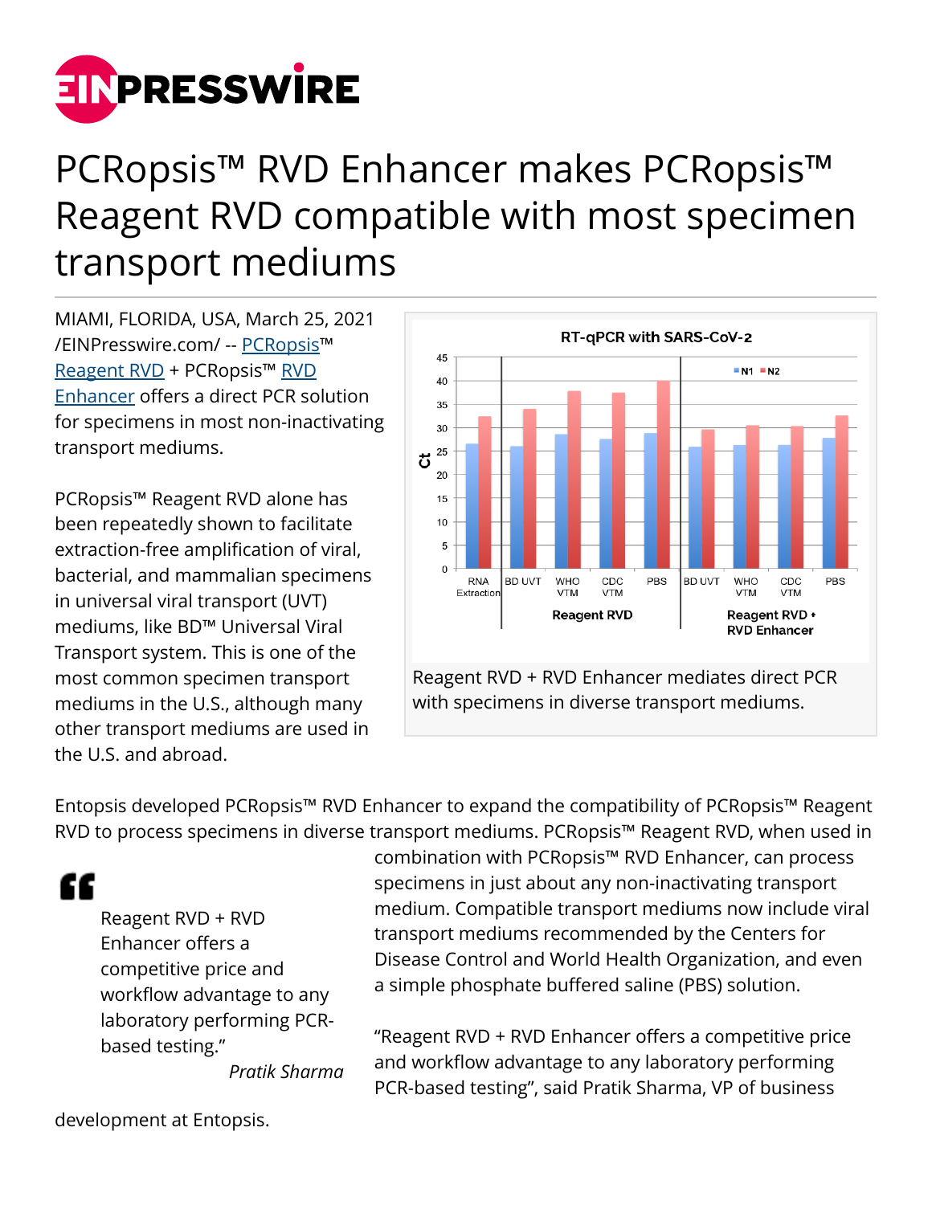# PCRopsis™ RVD Enhancer makes PCRopsis™ Reagent RVD compatible with most specimen transport mediums

MIAMI, FLORIDA, USA, March 25, 2021 /EINPresswire.com/ -- PCRopsis™ Reagent RVD + PCRopsis™ RVD Enhancer offers a direct PCR solution for specimens in most non-inactivating transport mediums.

PCRopsis™ Reagent RVD alone has been repeatedly shown to facilitate extraction-free amplification of viral, bacterial, and mammalian specimens in universal viral transport (UVT) mediums, like BD™ Universal Viral Transport system. This is one of the most common specimen transport mediums in the U.S., although many other transport mediums are used in the U.S. and abroad.

Reagent RVD + RVD Enhancer mediates direct PCR with specimens in diverse transport mediums.

Entopsis developed PCRopsis™ RVD Enhancer to expand the compatibility of PCRopsis™ Reagent RVD to process specimens in diverse transport mediums. PCRopsis™ Reagent RVD, when used in combination with PCRopsis™ RVD Enhancer, can process specimens in just about any non-inactivating transport medium. Compatible transport mediums now include viral transport mediums recommended by the Centers for Disease Control and World Health Organization, and even a simple phosphate buffered saline (PBS) solution.

> Reagent RVD + RVD Enhancer offers a competitive price and workflow advantage to any laboratory performing PCR-based testing.”
>
> *Pratik Sharma*

“Reagent RVD + RVD Enhancer offers a competitive price and workflow advantage to any laboratory performing PCR-based testing”, said Pratik Sharma, VP of business development at Entopsis.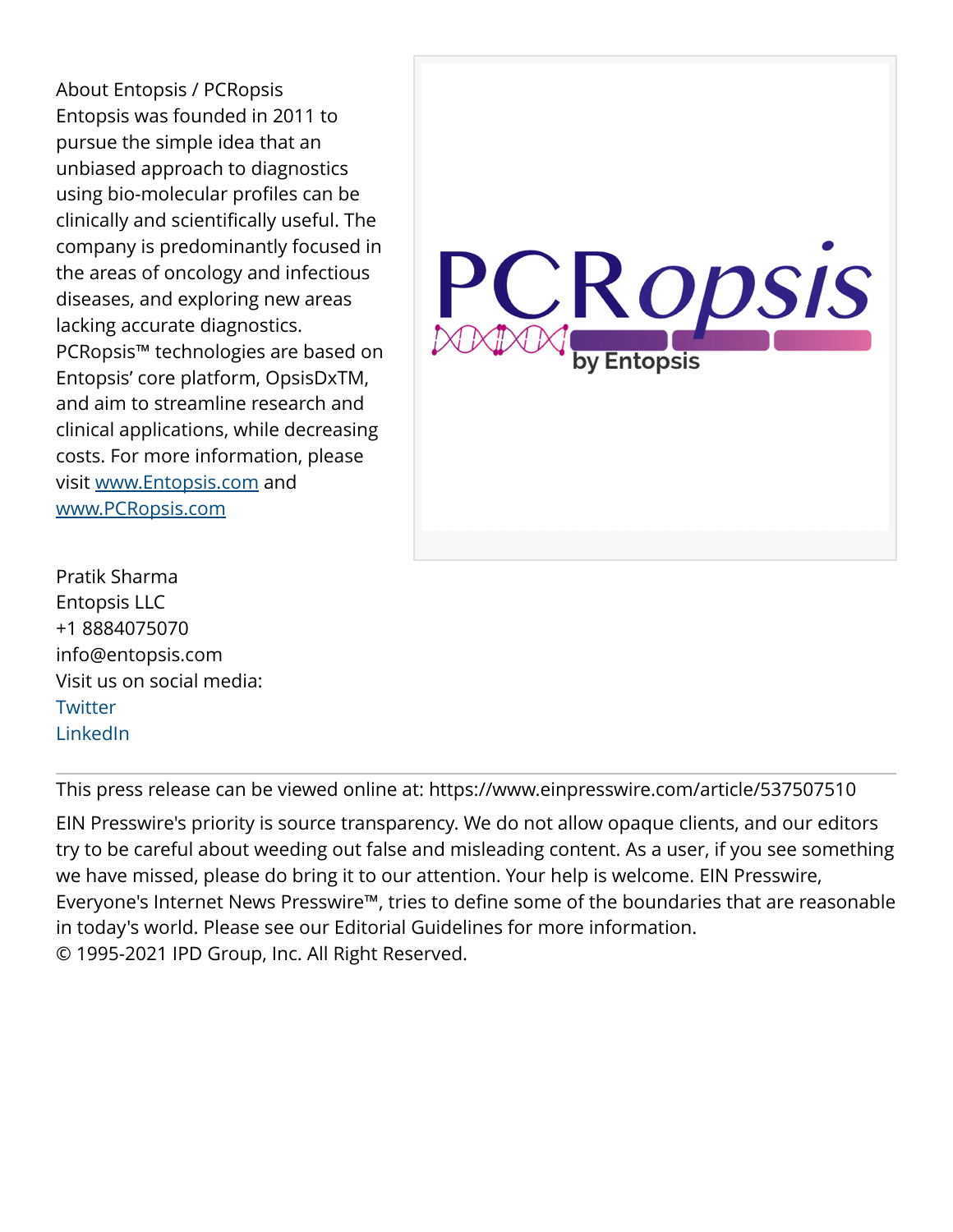About Entopsis / PCRopsis
Entopsis was founded in 2011 to pursue the simple idea that an unbiased approach to diagnostics using bio-molecular profiles can be clinically and scientifically useful. The company is predominantly focused in the areas of oncology and infectious diseases, and exploring new areas lacking accurate diagnostics. PCRopsis™ technologies are based on Entopsis' core platform, OpsisDxTM, and aim to streamline research and clinical applications, while decreasing costs. For more information, please visit [www.Entopsis.com](http://www.Entopsis.com) and [www.PCRopsis.com](http://www.PCRopsis.com)

Pratik Sharma
Entopsis LLC
+1 8884075070
info@entopsis.com
Visit us on social media:
Twitter
LinkedIn

---

This press release can be viewed online at: https://www.einpresswire.com/article/537507510

EIN Presswire's priority is source transparency. We do not allow opaque clients, and our editors try to be careful about weeding out false and misleading content. As a user, if you see something we have missed, please do bring it to our attention. Your help is welcome. EIN Presswire, Everyone's Internet News Presswire™, tries to define some of the boundaries that are reasonable in today's world. Please see our Editorial Guidelines for more information.
© 1995-2021 IPD Group, Inc. All Right Reserved.